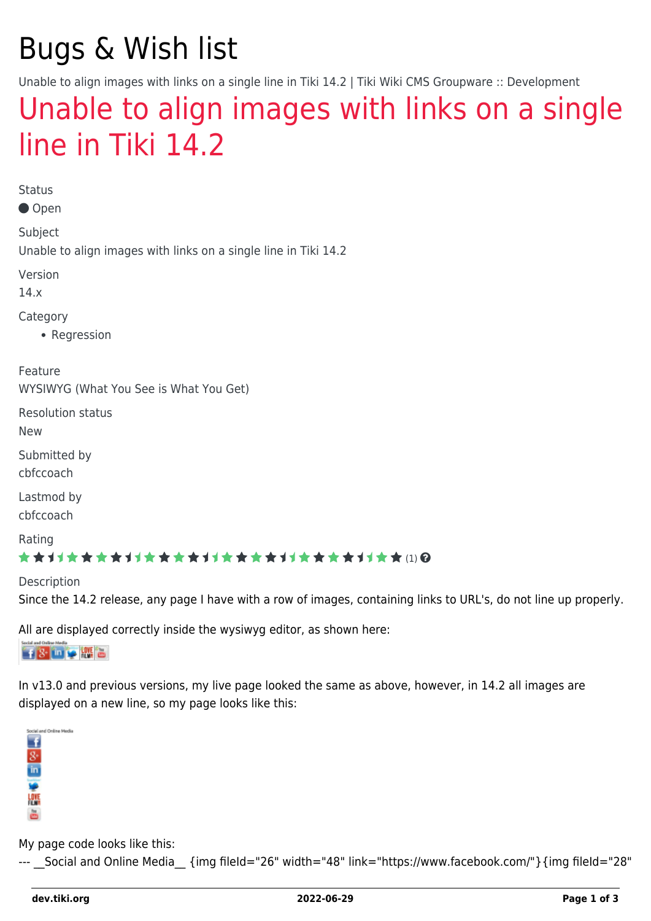# Bugs & Wish list

Unable to align images with links on a single line in Tiki 14.2 | Tiki Wiki CMS Groupware :: Development

## Unable to align images with links on a single line in Tiki 14.2

Status

● Open

Subject

Unable to align images with links on a single line in Tiki 14.2

Version

14.x

Category

- Regression

Feature

WYSIWYG (What You See is What You Get)

Resolution status

New

Submitted by

cbfccoach

Lastmod by

cbfccoach

Rating

(1)

Description

Since the 14.2 release, any page I have with a row of images, containing links to URL's, do not line up properly.

All are displayed correctly inside the wysiwyg editor, as shown here:

In v13.0 and previous versions, my live page looked the same as above, however, in 14.2 all images are displayed on a new line, so my page looks like this:

My page code looks like this:

--- __Social and Online Media__ {img fileId="26" width="48" link="https://www.facebook.com/"}{img fileId="28"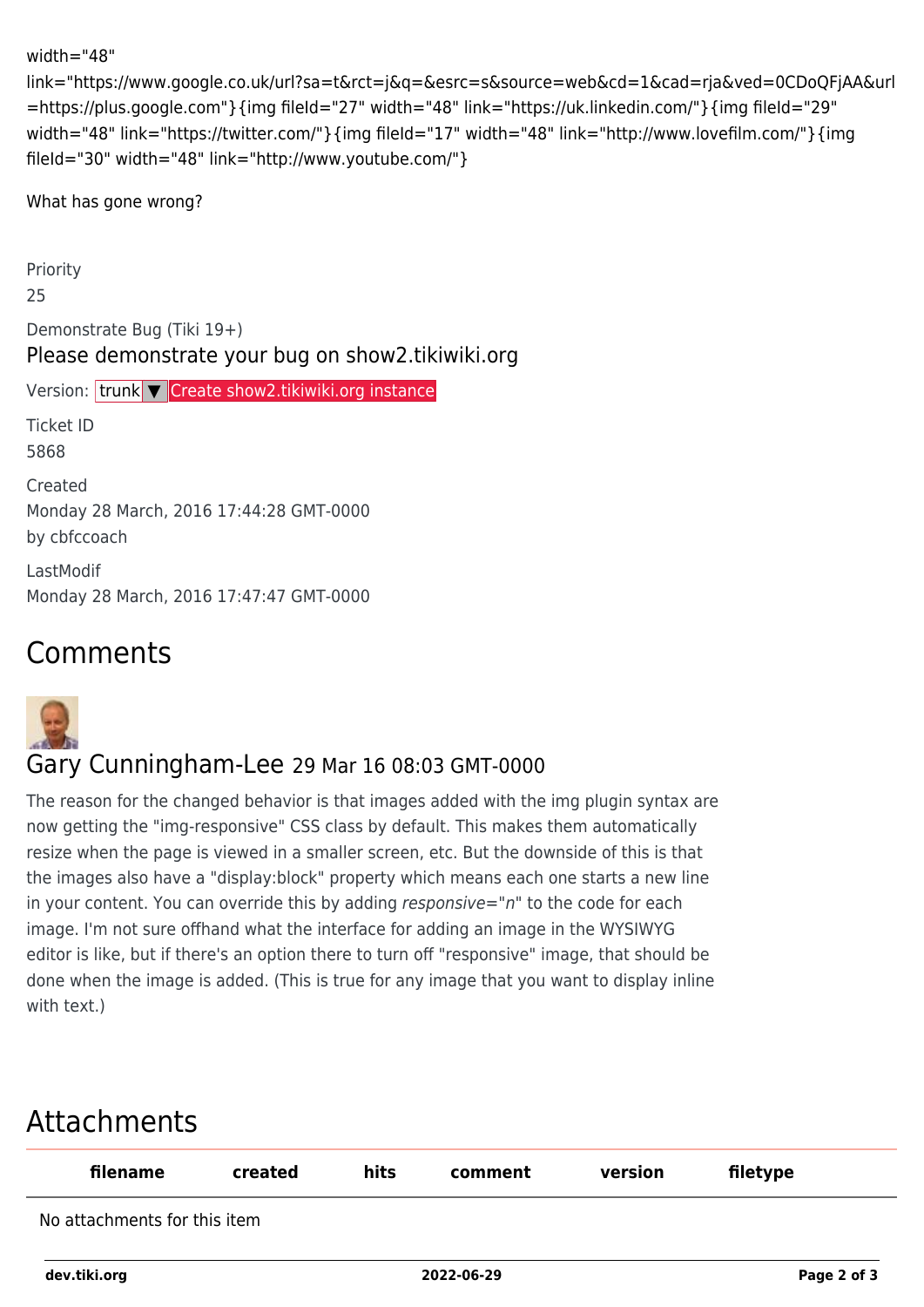width="48" link="https://www.google.co.uk/url?sa=t&rct=j&q=&esrc=s&source=web&cd=1&cad=rja&ved=0CDoQFjAA&url=https://plus.google.com"}{img fileId="27" width="48" link="https://uk.linkedin.com/"}{img fileId="29" width="48" link="https://twitter.com/"}{img fileId="17" width="48" link="http://www.lovefilm.com/"}{img fileId="30" width="48" link="http://www.youtube.com/"}

What has gone wrong?

Priority
25

Demonstrate Bug (Tiki 19+)
Please demonstrate your bug on show2.tikiwiki.org

Version: trunk ▼ Create show2.tikiwiki.org instance

Ticket ID
5868

Created
Monday 28 March, 2016 17:44:28 GMT-0000
by cbfccoach

LastModif
Monday 28 March, 2016 17:47:47 GMT-0000

## Comments

### Gary Cunningham-Lee 29 Mar 16 08:03 GMT-0000

The reason for the changed behavior is that images added with the img plugin syntax are now getting the "img-responsive" CSS class by default. This makes them automatically resize when the page is viewed in a smaller screen, etc. But the downside of this is that the images also have a "display:block" property which means each one starts a new line in your content. You can override this by adding *responsive="n"* to the code for each image. I'm not sure offhand what the interface for adding an image in the WYSIWYG editor is like, but if there's an option there to turn off "responsive" image, that should be done when the image is added. (This is true for any image that you want to display inline with text.)

## Attachments

| filename | created | hits | comment | version | filetype |
| --- | --- | --- | --- | --- | --- |
| No attachments for this item | | | | | |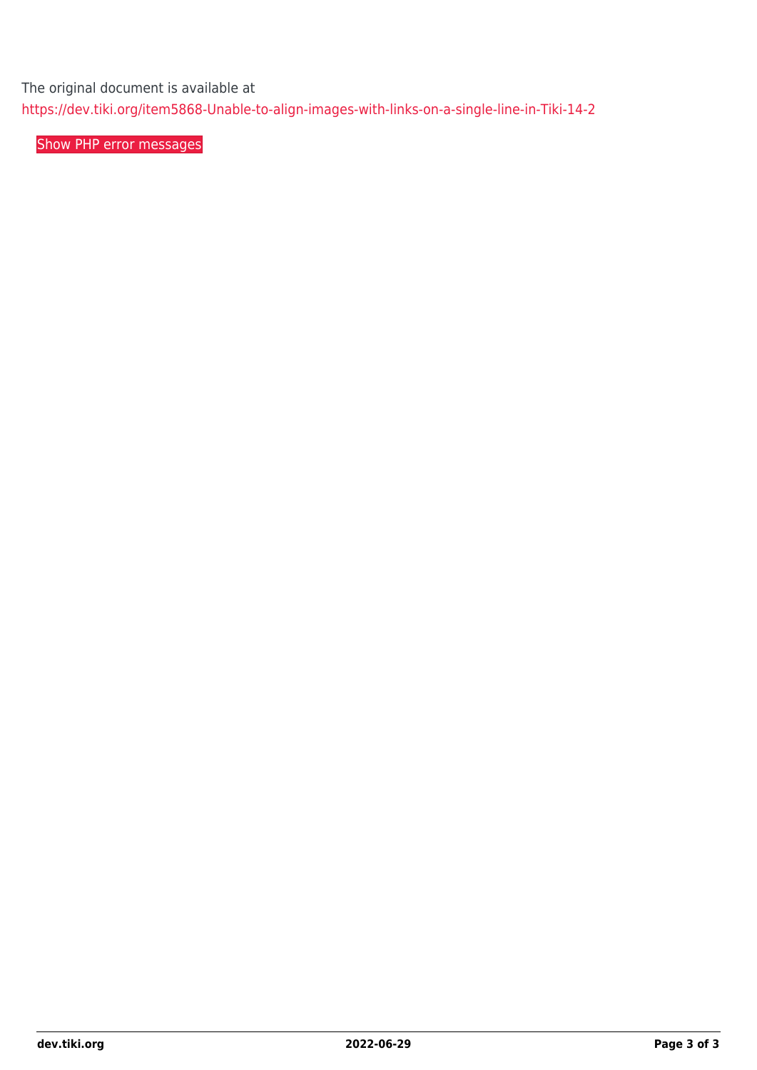The original document is available at
https://dev.tiki.org/item5868-Unable-to-align-images-with-links-on-a-single-line-in-Tiki-14-2

Show PHP error messages